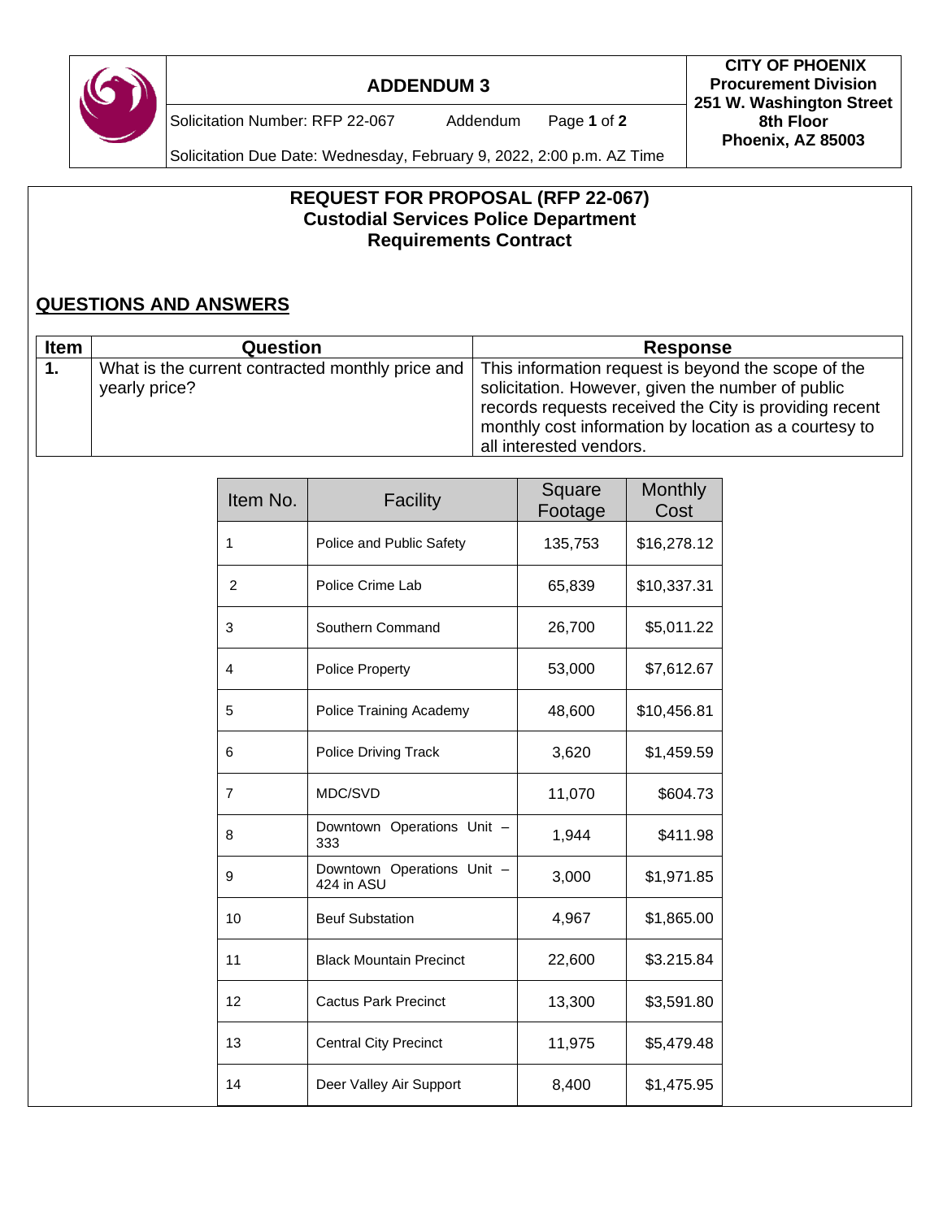# ADDENDUM 3

Solicitation Number: RFP 22-067 Addendum

Solicitation Due Date: Wednesday, February 9, 2022, 2:00 p.m. AZ Time

**CITY OF PHOENIX**
**Procurement Division**
**251 W. Washington Street**
**8th Floor**
**Phoenix, AZ 85003**

## REQUEST FOR PROPOSAL (RFP 22-067)
## Custodial Services Police Department
## Requirements Contract

## QUESTIONS AND ANSWERS

| Item | Question | Response |
| --- | --- | --- |
| **1.** | What is the current contracted monthly price and yearly price? | This information request is beyond the scope of the solicitation. However, given the number of public records requests received the City is providing recent monthly cost information by location as a courtesy to all interested vendors. |

| Item No. | Facility | Square Footage | Monthly Cost |
| --- | --- | --- | --- |
| 1 | Police and Public Safety | 135,753 | $16,278.12 |
| 2 | Police Crime Lab | 65,839 | $10,337.31 |
| 3 | Southern Command | 26,700 | $5,011.22 |
| 4 | Police Property | 53,000 | $7,612.67 |
| 5 | Police Training Academy | 48,600 | $10,456.81 |
| 6 | Police Driving Track | 3,620 | $1,459.59 |
| 7 | MDC/SVD | 11,070 | $604.73 |
| 8 | Downtown Operations Unit – 333 | 1,944 | $411.98 |
| 9 | Downtown Operations Unit – 424 in ASU | 3,000 | $1,971.85 |
| 10 | Beuf Substation | 4,967 | $1,865.00 |
| 11 | Black Mountain Precinct | 22,600 | $3.215.84 |
| 12 | Cactus Park Precinct | 13,300 | $3,591.80 |
| 13 | Central City Precinct | 11,975 | $5,479.48 |
| 14 | Deer Valley Air Support | 8,400 | $1,475.95 |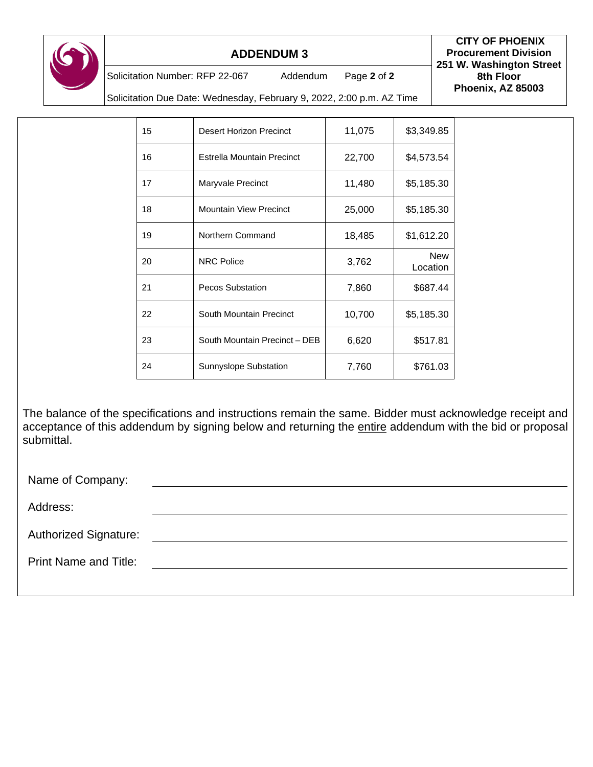| | | | |
|---|---|---|---|
| 15 | Desert Horizon Precinct | 11,075 | $3,349.85 |
| 16 | Estrella Mountain Precinct | 22,700 | $4,573.54 |
| 17 | Maryvale Precinct | 11,480 | $5,185.30 |
| 18 | Mountain View Precinct | 25,000 | $5,185.30 |
| 19 | Northern Command | 18,485 | $1,612.20 |
| 20 | NRC Police | 3,762 | New Location |
| 21 | Pecos Substation | 7,860 | $687.44 |
| 22 | South Mountain Precinct | 10,700 | $5,185.30 |
| 23 | South Mountain Precinct – DEB | 6,620 | $517.81 |
| 24 | Sunnyslope Substation | 7,760 | $761.03 |

The balance of the specifications and instructions remain the same. Bidder must acknowledge receipt and acceptance of this addendum by signing below and returning the entire addendum with the bid or proposal submittal.

Name of Company: ______________________________

Address: ______________________________

Authorized Signature: ______________________________

Print Name and Title: ______________________________